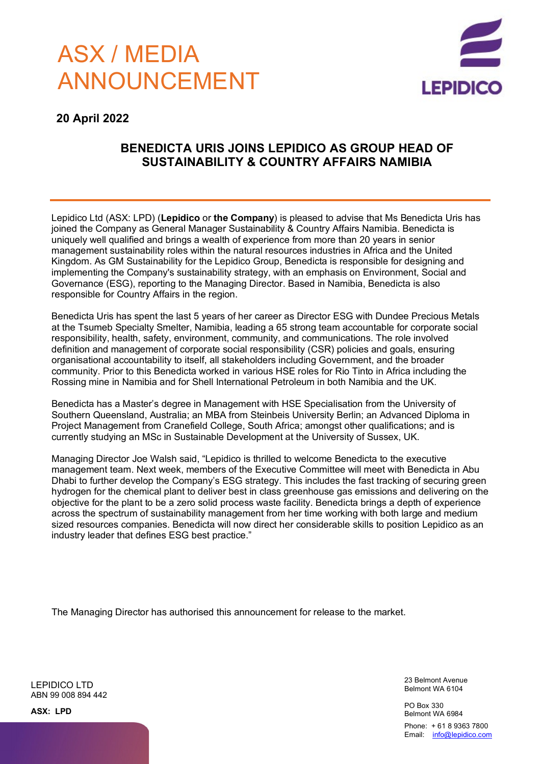# ASX / MEDIA ANNOUNCEMENT

**20 April 2022**

## BENEDICTA URIS JOINS LEPIDICO AS GROUP HEAD OF SUSTAINABILITY & COUNTRY AFFAIRS NAMIBIA

Lepidico Ltd (ASX: LPD) (**Lepidico** or **the Company**) is pleased to advise that Ms Benedicta Uris has joined the Company as General Manager Sustainability & Country Affairs Namibia. Benedicta is uniquely well qualified and brings a wealth of experience from more than 20 years in senior management sustainability roles within the natural resources industries in Africa and the United Kingdom. As GM Sustainability for the Lepidico Group, Benedicta is responsible for designing and implementing the Company's sustainability strategy, with an emphasis on Environment, Social and Governance (ESG), reporting to the Managing Director. Based in Namibia, Benedicta is also responsible for Country Affairs in the region.

Benedicta Uris has spent the last 5 years of her career as Director ESG with Dundee Precious Metals at the Tsumeb Specialty Smelter, Namibia, leading a 65 strong team accountable for corporate social responsibility, health, safety, environment, community, and communications. The role involved definition and management of corporate social responsibility (CSR) policies and goals, ensuring organisational accountability to itself, all stakeholders including Government, and the broader community. Prior to this Benedicta worked in various HSE roles for Rio Tinto in Africa including the Rossing mine in Namibia and for Shell International Petroleum in both Namibia and the UK.

Benedicta has a Master's degree in Management with HSE Specialisation from the University of Southern Queensland, Australia; an MBA from Steinbeis University Berlin; an Advanced Diploma in Project Management from Cranefield College, South Africa; amongst other qualifications; and is currently studying an MSc in Sustainable Development at the University of Sussex, UK.

Managing Director Joe Walsh said, "Lepidico is thrilled to welcome Benedicta to the executive management team. Next week, members of the Executive Committee will meet with Benedicta in Abu Dhabi to further develop the Company's ESG strategy. This includes the fast tracking of securing green hydrogen for the chemical plant to deliver best in class greenhouse gas emissions and delivering on the objective for the plant to be a zero solid process waste facility. Benedicta brings a depth of experience across the spectrum of sustainability management from her time working with both large and medium sized resources companies. Benedicta will now direct her considerable skills to position Lepidico as an industry leader that defines ESG best practice."

The Managing Director has authorised this announcement for release to the market.

LEPIDICO LTD
ABN 99 008 894 442

**ASX: LPD**

23 Belmont Avenue
Belmont WA 6104

PO Box 330
Belmont WA 6984

Phone: + 61 8 9363 7800
Email: info@lepidico.com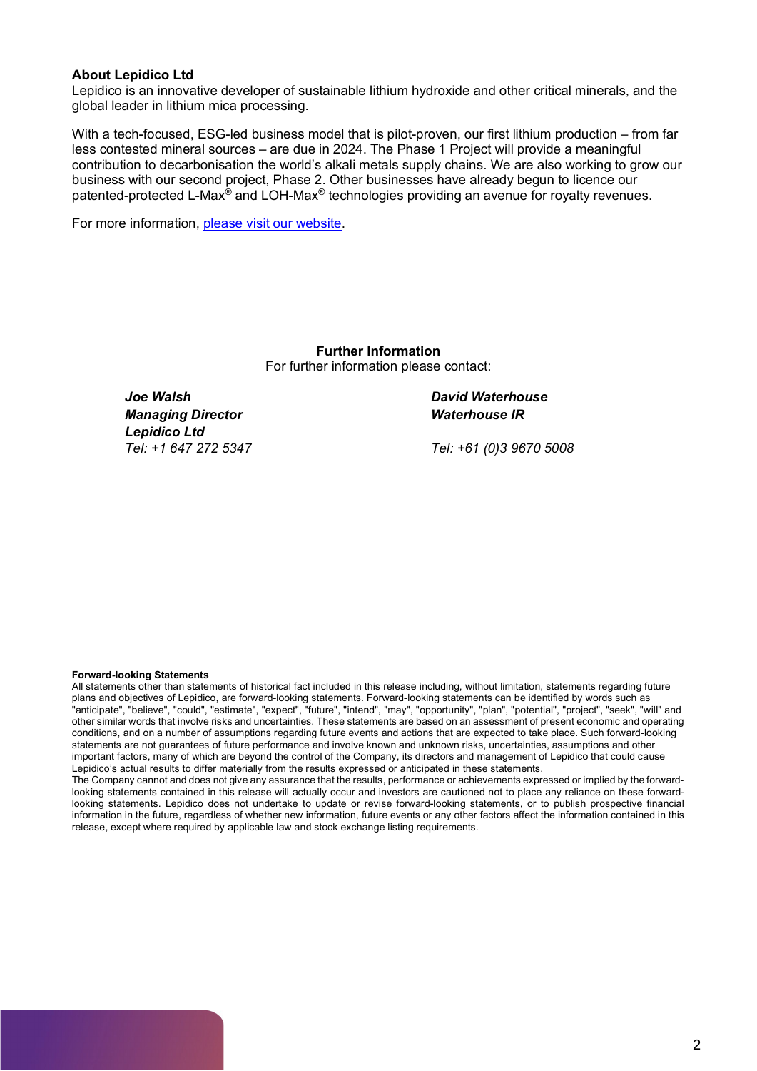**About Lepidico Ltd**

Lepidico is an innovative developer of sustainable lithium hydroxide and other critical minerals, and the global leader in lithium mica processing.

With a tech-focused, ESG-led business model that is pilot-proven, our first lithium production – from far less contested mineral sources – are due in 2024. The Phase 1 Project will provide a meaningful contribution to decarbonisation the world's alkali metals supply chains. We are also working to grow our business with our second project, Phase 2. Other businesses have already begun to licence our patented-protected L-Max® and LOH-Max® technologies providing an avenue for royalty revenues.

For more information, [please visit our website](#).

**Further Information**

For further information please contact:

***Joe Walsh***
***Managing Director***
***Lepidico Ltd***
*Tel: +1 647 272 5347*

***David Waterhouse***
***Waterhouse IR***
*Tel: +61 (0)3 9670 5008*

**Forward-looking Statements**

All statements other than statements of historical fact included in this release including, without limitation, statements regarding future plans and objectives of Lepidico, are forward-looking statements. Forward-looking statements can be identified by words such as "anticipate", "believe", "could", "estimate", "expect", "future", "intend", "may", "opportunity", "plan", "potential", "project", "seek", "will" and other similar words that involve risks and uncertainties. These statements are based on an assessment of present economic and operating conditions, and on a number of assumptions regarding future events and actions that are expected to take place. Such forward-looking statements are not guarantees of future performance and involve known and unknown risks, uncertainties, assumptions and other important factors, many of which are beyond the control of the Company, its directors and management of Lepidico that could cause Lepidico's actual results to differ materially from the results expressed or anticipated in these statements.

The Company cannot and does not give any assurance that the results, performance or achievements expressed or implied by the forward-looking statements contained in this release will actually occur and investors are cautioned not to place any reliance on these forward-looking statements. Lepidico does not undertake to update or revise forward-looking statements, or to publish prospective financial information in the future, regardless of whether new information, future events or any other factors affect the information contained in this release, except where required by applicable law and stock exchange listing requirements.